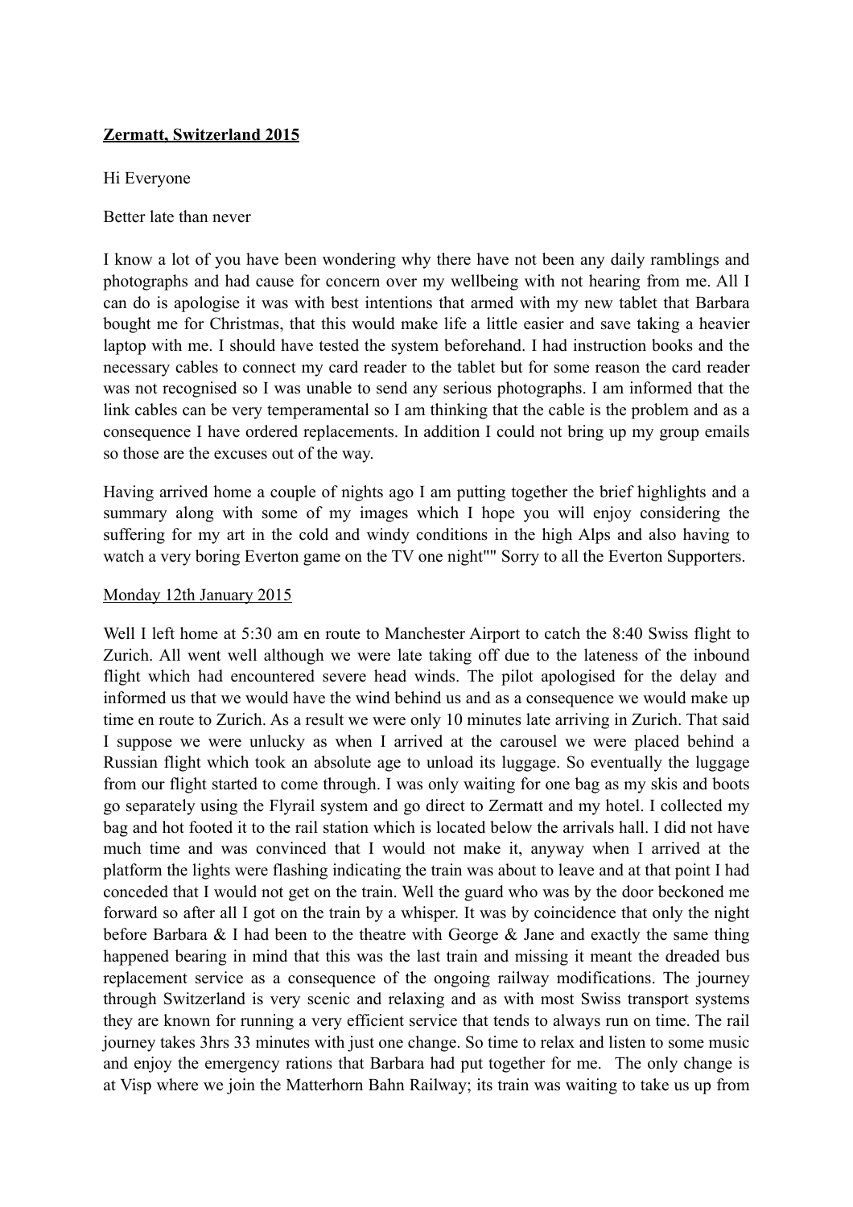**<u>Zermatt, Switzerland 2015</u>**

Hi Everyone

Better late than never

I know a lot of you have been wondering why there have not been any daily ramblings and photographs and had cause for concern over my wellbeing with not hearing from me. All I can do is apologise it was with best intentions that armed with my new tablet that Barbara bought me for Christmas, that this would make life a little easier and save taking a heavier laptop with me. I should have tested the system beforehand. I had instruction books and the necessary cables to connect my card reader to the tablet but for some reason the card reader was not recognised so I was unable to send any serious photographs. I am informed that the link cables can be very temperamental so I am thinking that the cable is the problem and as a consequence I have ordered replacements. In addition I could not bring up my group emails so those are the excuses out of the way.

Having arrived home a couple of nights ago I am putting together the brief highlights and a summary along with some of my images which I hope you will enjoy considering the suffering for my art in the cold and windy conditions in the high Alps and also having to watch a very boring Everton game on the TV one night"" Sorry to all the Everton Supporters.

<u>Monday 12th January 2015</u>

Well I left home at 5:30 am en route to Manchester Airport to catch the 8:40 Swiss flight to Zurich. All went well although we were late taking off due to the lateness of the inbound flight which had encountered severe head winds. The pilot apologised for the delay and informed us that we would have the wind behind us and as a consequence we would make up time en route to Zurich. As a result we were only 10 minutes late arriving in Zurich. That said I suppose we were unlucky as when I arrived at the carousel we were placed behind a Russian flight which took an absolute age to unload its luggage. So eventually the luggage from our flight started to come through. I was only waiting for one bag as my skis and boots go separately using the Flyrail system and go direct to Zermatt and my hotel. I collected my bag and hot footed it to the rail station which is located below the arrivals hall. I did not have much time and was convinced that I would not make it, anyway when I arrived at the platform the lights were flashing indicating the train was about to leave and at that point I had conceded that I would not get on the train. Well the guard who was by the door beckoned me forward so after all I got on the train by a whisper. It was by coincidence that only the night before Barbara & I had been to the theatre with George & Jane and exactly the same thing happened bearing in mind that this was the last train and missing it meant the dreaded bus replacement service as a consequence of the ongoing railway modifications. The journey through Switzerland is very scenic and relaxing and as with most Swiss transport systems they are known for running a very efficient service that tends to always run on time. The rail journey takes 3hrs 33 minutes with just one change. So time to relax and listen to some music and enjoy the emergency rations that Barbara had put together for me. The only change is at Visp where we join the Matterhorn Bahn Railway; its train was waiting to take us up from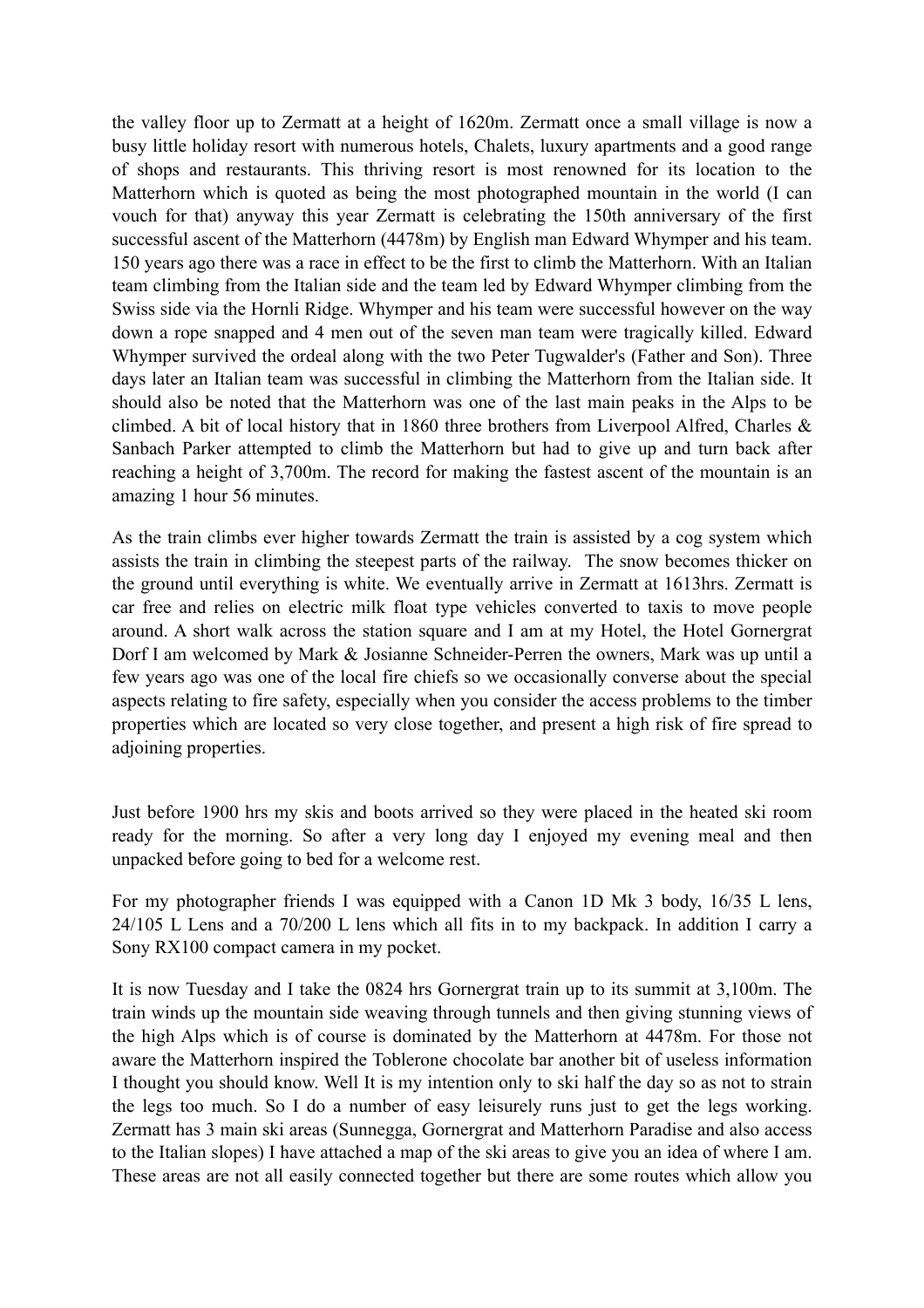the valley floor up to Zermatt at a height of 1620m. Zermatt once a small village is now a busy little holiday resort with numerous hotels, Chalets, luxury apartments and a good range of shops and restaurants. This thriving resort is most renowned for its location to the Matterhorn which is quoted as being the most photographed mountain in the world (I can vouch for that) anyway this year Zermatt is celebrating the 150th anniversary of the first successful ascent of the Matterhorn (4478m) by English man Edward Whymper and his team. 150 years ago there was a race in effect to be the first to climb the Matterhorn. With an Italian team climbing from the Italian side and the team led by Edward Whymper climbing from the Swiss side via the Hornli Ridge. Whymper and his team were successful however on the way down a rope snapped and 4 men out of the seven man team were tragically killed. Edward Whymper survived the ordeal along with the two Peter Tugwalder's (Father and Son). Three days later an Italian team was successful in climbing the Matterhorn from the Italian side. It should also be noted that the Matterhorn was one of the last main peaks in the Alps to be climbed. A bit of local history that in 1860 three brothers from Liverpool Alfred, Charles & Sanbach Parker attempted to climb the Matterhorn but had to give up and turn back after reaching a height of 3,700m. The record for making the fastest ascent of the mountain is an amazing 1 hour 56 minutes.

As the train climbs ever higher towards Zermatt the train is assisted by a cog system which assists the train in climbing the steepest parts of the railway. The snow becomes thicker on the ground until everything is white. We eventually arrive in Zermatt at 1613hrs. Zermatt is car free and relies on electric milk float type vehicles converted to taxis to move people around. A short walk across the station square and I am at my Hotel, the Hotel Gornergrat Dorf I am welcomed by Mark & Josianne Schneider-Perren the owners, Mark was up until a few years ago was one of the local fire chiefs so we occasionally converse about the special aspects relating to fire safety, especially when you consider the access problems to the timber properties which are located so very close together, and present a high risk of fire spread to adjoining properties.

Just before 1900 hrs my skis and boots arrived so they were placed in the heated ski room ready for the morning. So after a very long day I enjoyed my evening meal and then unpacked before going to bed for a welcome rest.

For my photographer friends I was equipped with a Canon 1D Mk 3 body, 16/35 L lens, 24/105 L Lens and a 70/200 L lens which all fits in to my backpack. In addition I carry a Sony RX100 compact camera in my pocket.

It is now Tuesday and I take the 0824 hrs Gornergrat train up to its summit at 3,100m. The train winds up the mountain side weaving through tunnels and then giving stunning views of the high Alps which is of course is dominated by the Matterhorn at 4478m. For those not aware the Matterhorn inspired the Toblerone chocolate bar another bit of useless information I thought you should know. Well It is my intention only to ski half the day so as not to strain the legs too much. So I do a number of easy leisurely runs just to get the legs working. Zermatt has 3 main ski areas (Sunnegga, Gornergrat and Matterhorn Paradise and also access to the Italian slopes) I have attached a map of the ski areas to give you an idea of where I am. These areas are not all easily connected together but there are some routes which allow you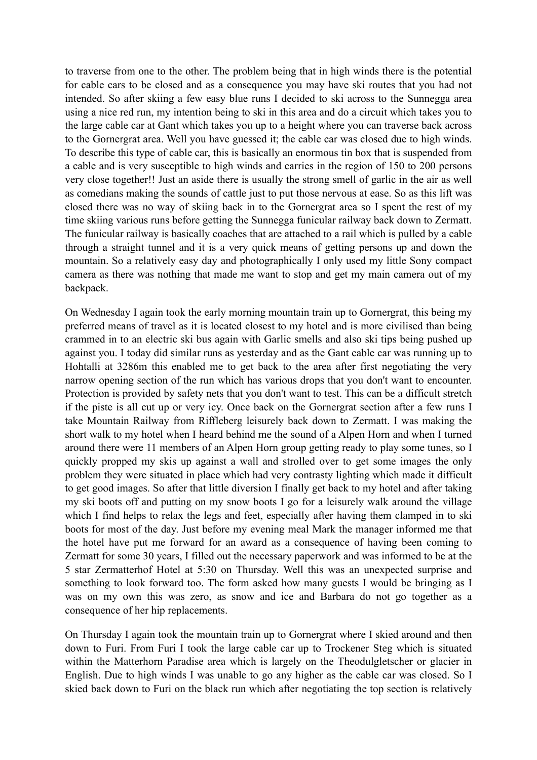to traverse from one to the other. The problem being that in high winds there is the potential for cable cars to be closed and as a consequence you may have ski routes that you had not intended. So after skiing a few easy blue runs I decided to ski across to the Sunnegga area using a nice red run, my intention being to ski in this area and do a circuit which takes you to the large cable car at Gant which takes you up to a height where you can traverse back across to the Gornergrat area. Well you have guessed it; the cable car was closed due to high winds. To describe this type of cable car, this is basically an enormous tin box that is suspended from a cable and is very susceptible to high winds and carries in the region of 150 to 200 persons very close together!! Just an aside there is usually the strong smell of garlic in the air as well as comedians making the sounds of cattle just to put those nervous at ease. So as this lift was closed there was no way of skiing back in to the Gornergrat area so I spent the rest of my time skiing various runs before getting the Sunnegga funicular railway back down to Zermatt. The funicular railway is basically coaches that are attached to a rail which is pulled by a cable through a straight tunnel and it is a very quick means of getting persons up and down the mountain. So a relatively easy day and photographically I only used my little Sony compact camera as there was nothing that made me want to stop and get my main camera out of my backpack.

On Wednesday I again took the early morning mountain train up to Gornergrat, this being my preferred means of travel as it is located closest to my hotel and is more civilised than being crammed in to an electric ski bus again with Garlic smells and also ski tips being pushed up against you. I today did similar runs as yesterday and as the Gant cable car was running up to Hohtalli at 3286m this enabled me to get back to the area after first negotiating the very narrow opening section of the run which has various drops that you don't want to encounter. Protection is provided by safety nets that you don't want to test. This can be a difficult stretch if the piste is all cut up or very icy. Once back on the Gornergrat section after a few runs I take Mountain Railway from Riffleberg leisurely back down to Zermatt. I was making the short walk to my hotel when I heard behind me the sound of a Alpen Horn and when I turned around there were 11 members of an Alpen Horn group getting ready to play some tunes, so I quickly propped my skis up against a wall and strolled over to get some images the only problem they were situated in place which had very contrasty lighting which made it difficult to get good images. So after that little diversion I finally get back to my hotel and after taking my ski boots off and putting on my snow boots I go for a leisurely walk around the village which I find helps to relax the legs and feet, especially after having them clamped in to ski boots for most of the day. Just before my evening meal Mark the manager informed me that the hotel have put me forward for an award as a consequence of having been coming to Zermatt for some 30 years, I filled out the necessary paperwork and was informed to be at the 5 star Zermatterhof Hotel at 5:30 on Thursday. Well this was an unexpected surprise and something to look forward too. The form asked how many guests I would be bringing as I was on my own this was zero, as snow and ice and Barbara do not go together as a consequence of her hip replacements.

On Thursday I again took the mountain train up to Gornergrat where I skied around and then down to Furi. From Furi I took the large cable car up to Trockener Steg which is situated within the Matterhorn Paradise area which is largely on the Theodulgletscher or glacier in English. Due to high winds I was unable to go any higher as the cable car was closed. So I skied back down to Furi on the black run which after negotiating the top section is relatively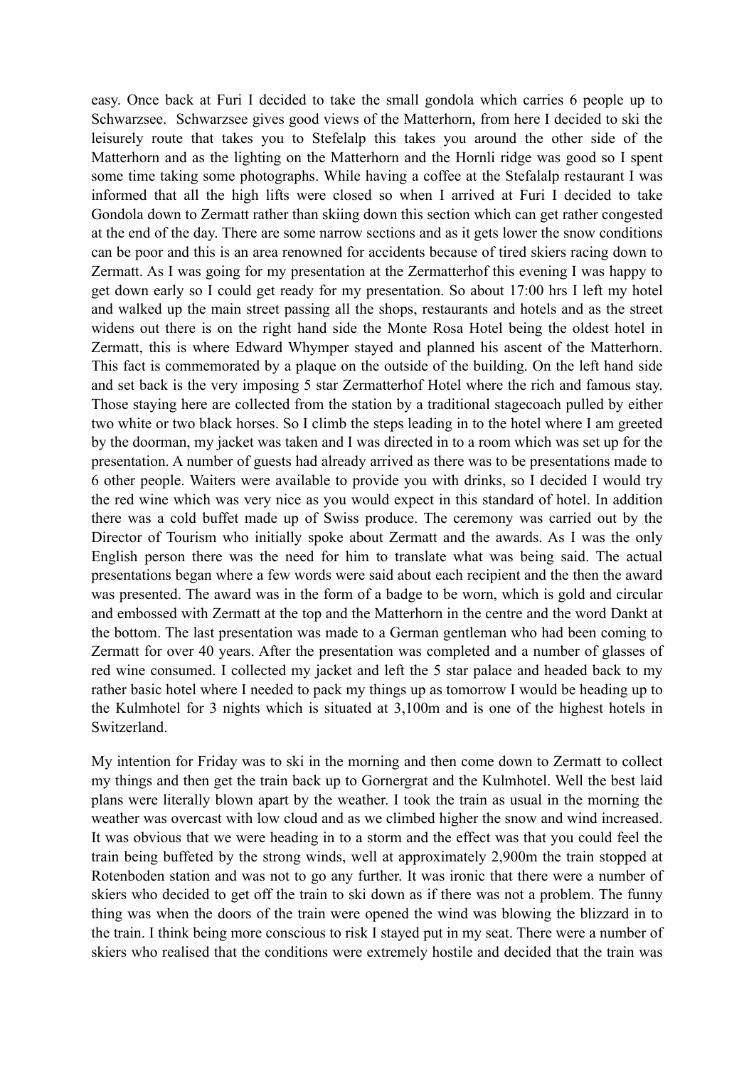easy. Once back at Furi I decided to take the small gondola which carries 6 people up to Schwarzsee. Schwarzsee gives good views of the Matterhorn, from here I decided to ski the leisurely route that takes you to Stefelalp this takes you around the other side of the Matterhorn and as the lighting on the Matterhorn and the Hornli ridge was good so I spent some time taking some photographs. While having a coffee at the Stefalalp restaurant I was informed that all the high lifts were closed so when I arrived at Furi I decided to take Gondola down to Zermatt rather than skiing down this section which can get rather congested at the end of the day. There are some narrow sections and as it gets lower the snow conditions can be poor and this is an area renowned for accidents because of tired skiers racing down to Zermatt. As I was going for my presentation at the Zermatterhof this evening I was happy to get down early so I could get ready for my presentation. So about 17:00 hrs I left my hotel and walked up the main street passing all the shops, restaurants and hotels and as the street widens out there is on the right hand side the Monte Rosa Hotel being the oldest hotel in Zermatt, this is where Edward Whymper stayed and planned his ascent of the Matterhorn. This fact is commemorated by a plaque on the outside of the building. On the left hand side and set back is the very imposing 5 star Zermatterhof Hotel where the rich and famous stay. Those staying here are collected from the station by a traditional stagecoach pulled by either two white or two black horses. So I climb the steps leading in to the hotel where I am greeted by the doorman, my jacket was taken and I was directed in to a room which was set up for the presentation. A number of guests had already arrived as there was to be presentations made to 6 other people. Waiters were available to provide you with drinks, so I decided I would try the red wine which was very nice as you would expect in this standard of hotel. In addition there was a cold buffet made up of Swiss produce. The ceremony was carried out by the Director of Tourism who initially spoke about Zermatt and the awards. As I was the only English person there was the need for him to translate what was being said. The actual presentations began where a few words were said about each recipient and the then the award was presented. The award was in the form of a badge to be worn, which is gold and circular and embossed with Zermatt at the top and the Matterhorn in the centre and the word Dankt at the bottom. The last presentation was made to a German gentleman who had been coming to Zermatt for over 40 years. After the presentation was completed and a number of glasses of red wine consumed. I collected my jacket and left the 5 star palace and headed back to my rather basic hotel where I needed to pack my things up as tomorrow I would be heading up to the Kulmhotel for 3 nights which is situated at 3,100m and is one of the highest hotels in Switzerland.

My intention for Friday was to ski in the morning and then come down to Zermatt to collect my things and then get the train back up to Gornergrat and the Kulmhotel. Well the best laid plans were literally blown apart by the weather. I took the train as usual in the morning the weather was overcast with low cloud and as we climbed higher the snow and wind increased. It was obvious that we were heading in to a storm and the effect was that you could feel the train being buffeted by the strong winds, well at approximately 2,900m the train stopped at Rotenboden station and was not to go any further. It was ironic that there were a number of skiers who decided to get off the train to ski down as if there was not a problem. The funny thing was when the doors of the train were opened the wind was blowing the blizzard in to the train. I think being more conscious to risk I stayed put in my seat. There were a number of skiers who realised that the conditions were extremely hostile and decided that the train was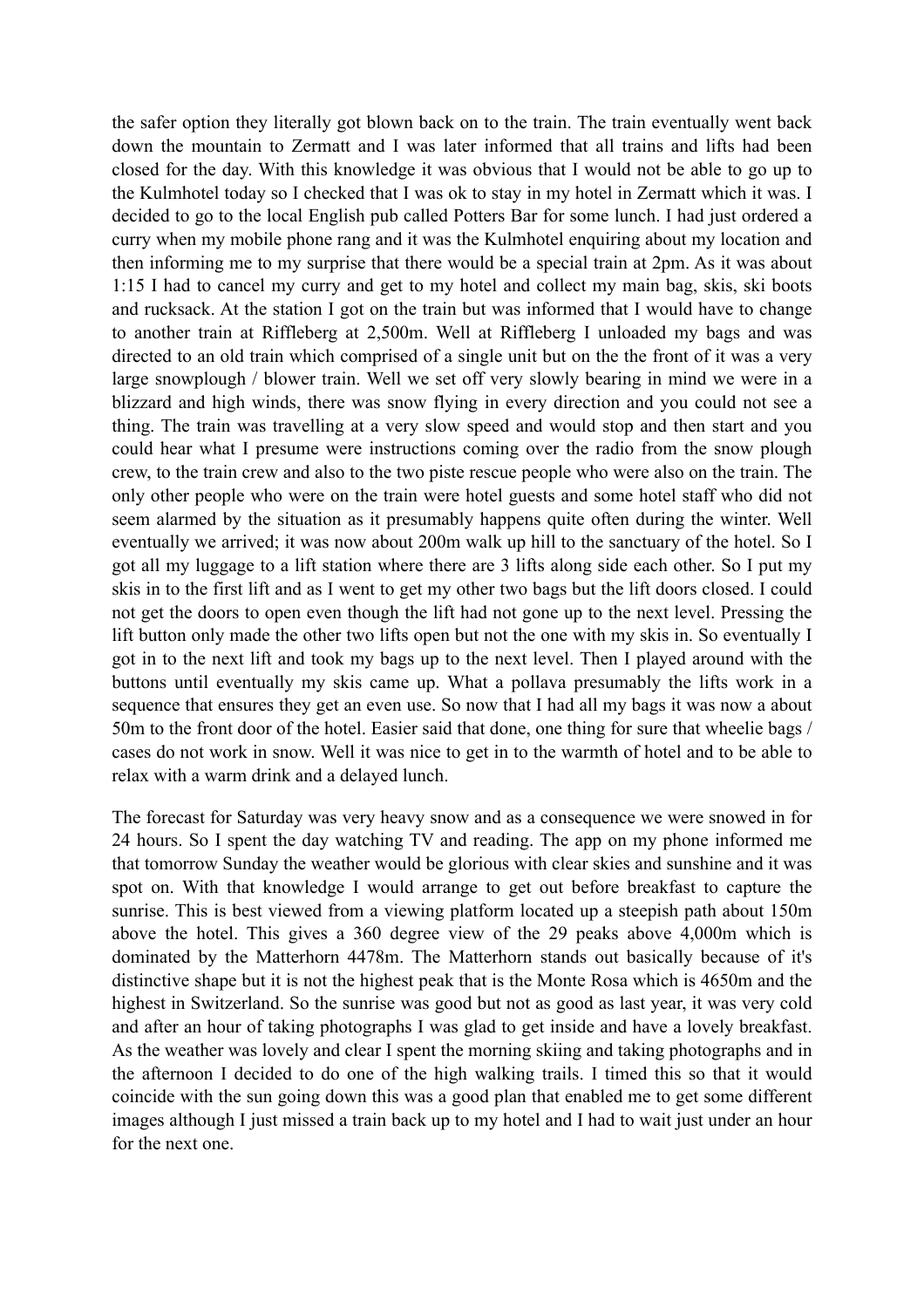the safer option they literally got blown back on to the train. The train eventually went back down the mountain to Zermatt and I was later informed that all trains and lifts had been closed for the day. With this knowledge it was obvious that I would not be able to go up to the Kulmhotel today so I checked that I was ok to stay in my hotel in Zermatt which it was. I decided to go to the local English pub called Potters Bar for some lunch. I had just ordered a curry when my mobile phone rang and it was the Kulmhotel enquiring about my location and then informing me to my surprise that there would be a special train at 2pm. As it was about 1:15 I had to cancel my curry and get to my hotel and collect my main bag, skis, ski boots and rucksack. At the station I got on the train but was informed that I would have to change to another train at Riffleberg at 2,500m. Well at Riffleberg I unloaded my bags and was directed to an old train which comprised of a single unit but on the the front of it was a very large snowplough / blower train. Well we set off very slowly bearing in mind we were in a blizzard and high winds, there was snow flying in every direction and you could not see a thing. The train was travelling at a very slow speed and would stop and then start and you could hear what I presume were instructions coming over the radio from the snow plough crew, to the train crew and also to the two piste rescue people who were also on the train. The only other people who were on the train were hotel guests and some hotel staff who did not seem alarmed by the situation as it presumably happens quite often during the winter. Well eventually we arrived; it was now about 200m walk up hill to the sanctuary of the hotel. So I got all my luggage to a lift station where there are 3 lifts along side each other. So I put my skis in to the first lift and as I went to get my other two bags but the lift doors closed. I could not get the doors to open even though the lift had not gone up to the next level. Pressing the lift button only made the other two lifts open but not the one with my skis in. So eventually I got in to the next lift and took my bags up to the next level. Then I played around with the buttons until eventually my skis came up. What a pollava presumably the lifts work in a sequence that ensures they get an even use. So now that I had all my bags it was now a about 50m to the front door of the hotel. Easier said that done, one thing for sure that wheelie bags / cases do not work in snow. Well it was nice to get in to the warmth of hotel and to be able to relax with a warm drink and a delayed lunch.

The forecast for Saturday was very heavy snow and as a consequence we were snowed in for 24 hours. So I spent the day watching TV and reading. The app on my phone informed me that tomorrow Sunday the weather would be glorious with clear skies and sunshine and it was spot on. With that knowledge I would arrange to get out before breakfast to capture the sunrise. This is best viewed from a viewing platform located up a steepish path about 150m above the hotel. This gives a 360 degree view of the 29 peaks above 4,000m which is dominated by the Matterhorn 4478m. The Matterhorn stands out basically because of it's distinctive shape but it is not the highest peak that is the Monte Rosa which is 4650m and the highest in Switzerland. So the sunrise was good but not as good as last year, it was very cold and after an hour of taking photographs I was glad to get inside and have a lovely breakfast. As the weather was lovely and clear I spent the morning skiing and taking photographs and in the afternoon I decided to do one of the high walking trails. I timed this so that it would coincide with the sun going down this was a good plan that enabled me to get some different images although I just missed a train back up to my hotel and I had to wait just under an hour for the next one.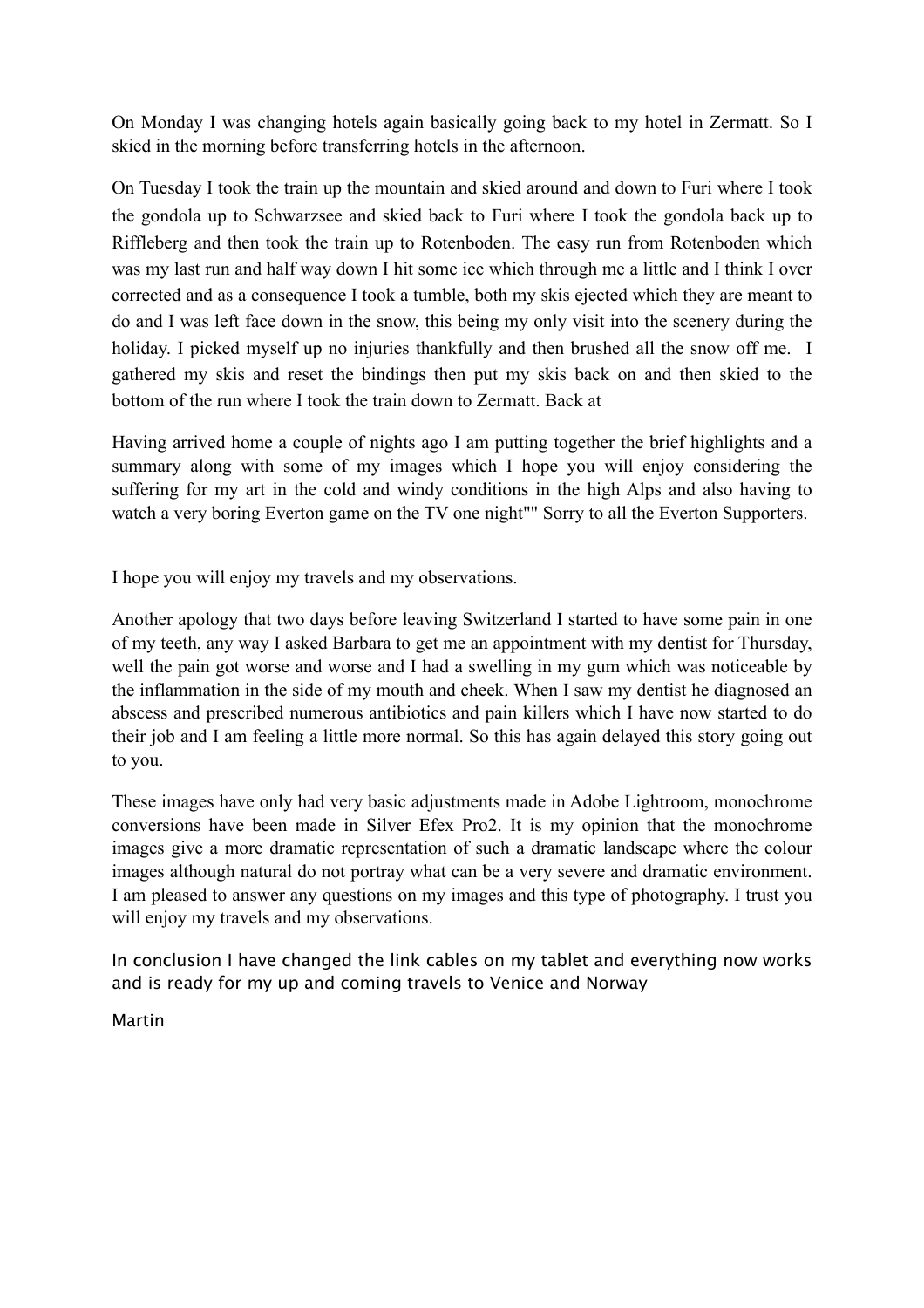On Monday I was changing hotels again basically going back to my hotel in Zermatt. So I skied in the morning before transferring hotels in the afternoon.

On Tuesday I took the train up the mountain and skied around and down to Furi where I took the gondola up to Schwarzsee and skied back to Furi where I took the gondola back up to Riffleberg and then took the train up to Rotenboden. The easy run from Rotenboden which was my last run and half way down I hit some ice which through me a little and I think I over corrected and as a consequence I took a tumble, both my skis ejected which they are meant to do and I was left face down in the snow, this being my only visit into the scenery during the holiday. I picked myself up no injuries thankfully and then brushed all the snow off me. I gathered my skis and reset the bindings then put my skis back on and then skied to the bottom of the run where I took the train down to Zermatt. Back at

Having arrived home a couple of nights ago I am putting together the brief highlights and a summary along with some of my images which I hope you will enjoy considering the suffering for my art in the cold and windy conditions in the high Alps and also having to watch a very boring Everton game on the TV one night"" Sorry to all the Everton Supporters.

I hope you will enjoy my travels and my observations.

Another apology that two days before leaving Switzerland I started to have some pain in one of my teeth, any way I asked Barbara to get me an appointment with my dentist for Thursday, well the pain got worse and worse and I had a swelling in my gum which was noticeable by the inflammation in the side of my mouth and cheek. When I saw my dentist he diagnosed an abscess and prescribed numerous antibiotics and pain killers which I have now started to do their job and I am feeling a little more normal. So this has again delayed this story going out to you.

These images have only had very basic adjustments made in Adobe Lightroom, monochrome conversions have been made in Silver Efex Pro2. It is my opinion that the monochrome images give a more dramatic representation of such a dramatic landscape where the colour images although natural do not portray what can be a very severe and dramatic environment. I am pleased to answer any questions on my images and this type of photography. I trust you will enjoy my travels and my observations.

In conclusion I have changed the link cables on my tablet and everything now works and is ready for my up and coming travels to Venice and Norway

Martin